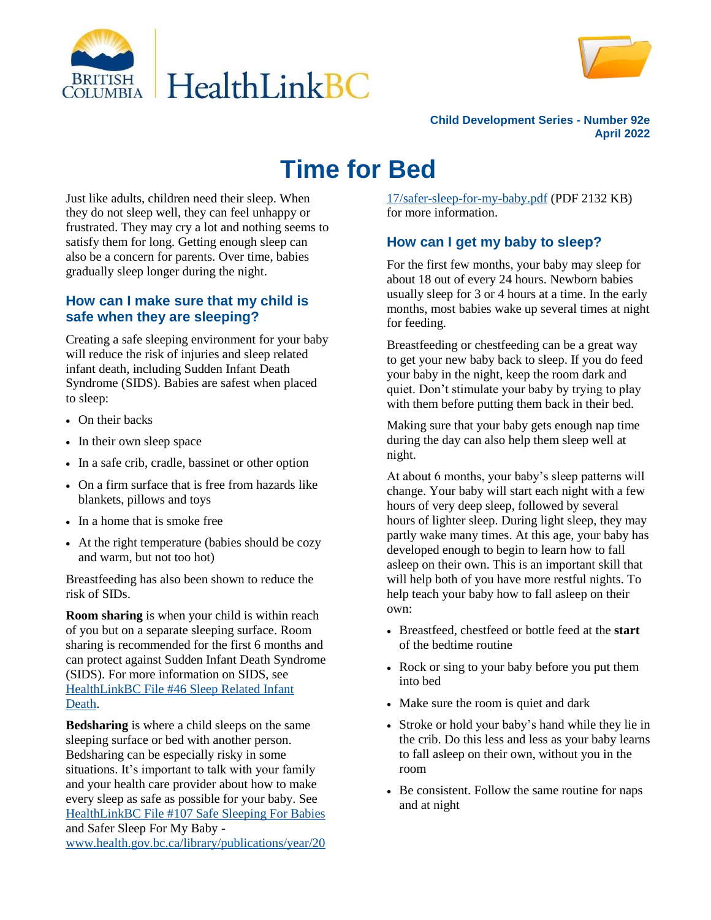Child Development Series - Number 92e
April 2022

# Time for Bed

Just like adults, children need their sleep. When they do not sleep well, they can feel unhappy or frustrated. They may cry a lot and nothing seems to satisfy them for long. Getting enough sleep can also be a concern for parents. Over time, babies gradually sleep longer during the night.

## How can I make sure that my child is safe when they are sleeping?

Creating a safe sleeping environment for your baby will reduce the risk of injuries and sleep related infant death, including Sudden Infant Death Syndrome (SIDS). Babies are safest when placed to sleep:

- On their backs
- In their own sleep space
- In a safe crib, cradle, bassinet or other option
- On a firm surface that is free from hazards like blankets, pillows and toys
- In a home that is smoke free
- At the right temperature (babies should be cozy and warm, but not too hot)

Breastfeeding has also been shown to reduce the risk of SIDs.

**Room sharing** is when your child is within reach of you but on a separate sleeping surface. Room sharing is recommended for the first 6 months and can protect against Sudden Infant Death Syndrome (SIDS). For more information on SIDS, see [HealthLinkBC File #46 Sleep Related Infant Death](#).

**Bedsharing** is where a child sleeps on the same sleeping surface or bed with another person. Bedsharing can be especially risky in some situations. It's important to talk with your family and your health care provider about how to make every sleep as safe as possible for your baby. See [HealthLinkBC File #107 Safe Sleeping For Babies](#) and Safer Sleep For My Baby - [www.health.gov.bc.ca/library/publications/year/2017/safer-sleep-for-my-baby.pdf](www.health.gov.bc.ca/library/publications/year/2017/safer-sleep-for-my-baby.pdf) (PDF 2132 KB) for more information.

## How can I get my baby to sleep?

For the first few months, your baby may sleep for about 18 out of every 24 hours. Newborn babies usually sleep for 3 or 4 hours at a time. In the early months, most babies wake up several times at night for feeding.

Breastfeeding or chestfeeding can be a great way to get your new baby back to sleep. If you do feed your baby in the night, keep the room dark and quiet. Don't stimulate your baby by trying to play with them before putting them back in their bed.

Making sure that your baby gets enough nap time during the day can also help them sleep well at night.

At about 6 months, your baby's sleep patterns will change. Your baby will start each night with a few hours of very deep sleep, followed by several hours of lighter sleep. During light sleep, they may partly wake many times. At this age, your baby has developed enough to begin to learn how to fall asleep on their own. This is an important skill that will help both of you have more restful nights. To help teach your baby how to fall asleep on their own:

- Breastfeed, chestfeed or bottle feed at the **start** of the bedtime routine
- Rock or sing to your baby before you put them into bed
- Make sure the room is quiet and dark
- Stroke or hold your baby's hand while they lie in the crib. Do this less and less as your baby learns to fall asleep on their own, without you in the room
- Be consistent. Follow the same routine for naps and at night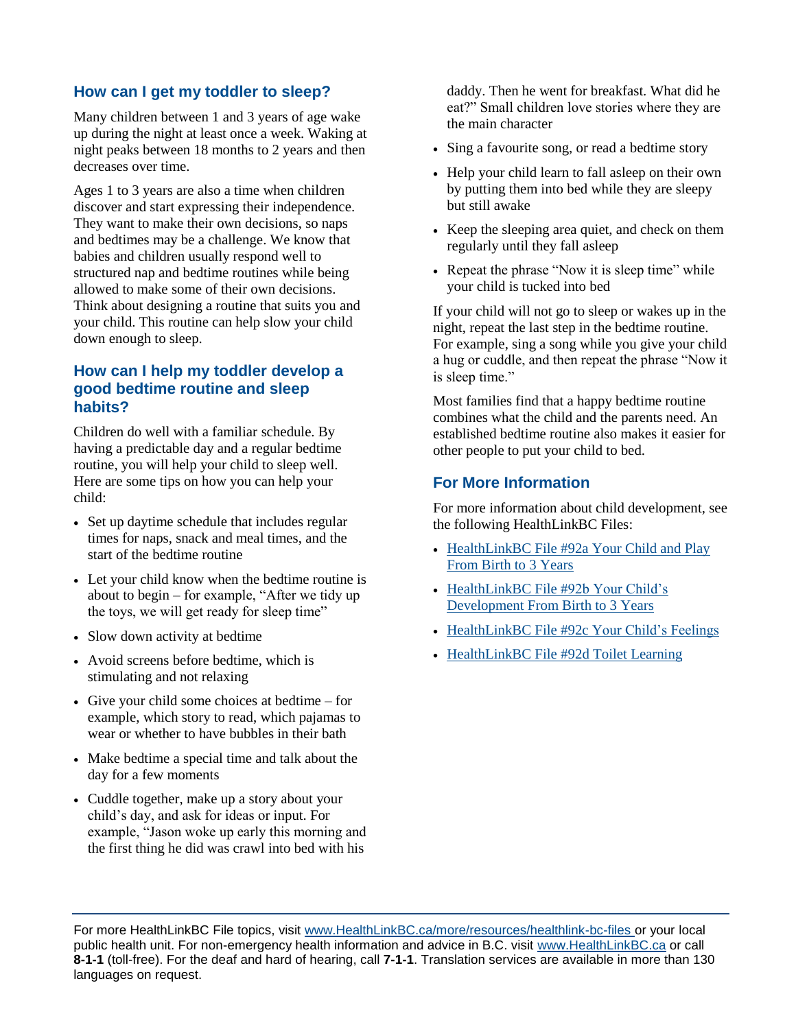## How can I get my toddler to sleep?

Many children between 1 and 3 years of age wake up during the night at least once a week. Waking at night peaks between 18 months to 2 years and then decreases over time.

Ages 1 to 3 years are also a time when children discover and start expressing their independence. They want to make their own decisions, so naps and bedtimes may be a challenge. We know that babies and children usually respond well to structured nap and bedtime routines while being allowed to make some of their own decisions. Think about designing a routine that suits you and your child. This routine can help slow your child down enough to sleep.

## How can I help my toddler develop a good bedtime routine and sleep habits?

Children do well with a familiar schedule. By having a predictable day and a regular bedtime routine, you will help your child to sleep well. Here are some tips on how you can help your child:

- Set up daytime schedule that includes regular times for naps, snack and meal times, and the start of the bedtime routine
- Let your child know when the bedtime routine is about to begin – for example, "After we tidy up the toys, we will get ready for sleep time"
- Slow down activity at bedtime
- Avoid screens before bedtime, which is stimulating and not relaxing
- Give your child some choices at bedtime – for example, which story to read, which pajamas to wear or whether to have bubbles in their bath
- Make bedtime a special time and talk about the day for a few moments
- Cuddle together, make up a story about your child's day, and ask for ideas or input. For example, "Jason woke up early this morning and the first thing he did was crawl into bed with his daddy. Then he went for breakfast. What did he eat?" Small children love stories where they are the main character
- Sing a favourite song, or read a bedtime story
- Help your child learn to fall asleep on their own by putting them into bed while they are sleepy but still awake
- Keep the sleeping area quiet, and check on them regularly until they fall asleep
- Repeat the phrase "Now it is sleep time" while your child is tucked into bed

If your child will not go to sleep or wakes up in the night, repeat the last step in the bedtime routine. For example, sing a song while you give your child a hug or cuddle, and then repeat the phrase "Now it is sleep time."

Most families find that a happy bedtime routine combines what the child and the parents need. An established bedtime routine also makes it easier for other people to put your child to bed.

## For More Information

For more information about child development, see the following HealthLinkBC Files:

- HealthLinkBC File #92a Your Child and Play From Birth to 3 Years
- HealthLinkBC File #92b Your Child's Development From Birth to 3 Years
- HealthLinkBC File #92c Your Child's Feelings
- HealthLinkBC File #92d Toilet Learning

For more HealthLinkBC File topics, visit www.HealthLinkBC.ca/more/resources/healthlink-bc-files or your local public health unit. For non-emergency health information and advice in B.C. visit www.HealthLinkBC.ca or call **8-1-1** (toll-free). For the deaf and hard of hearing, call **7-1-1**. Translation services are available in more than 130 languages on request.